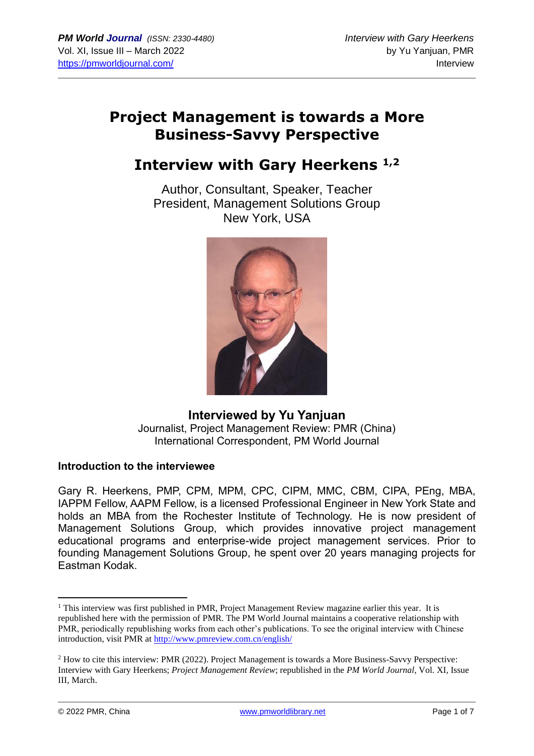# Project Management is towards a More Business-Savvy Perspective

## Interview with Gary Heerkens [1,2]

Author, Consultant, Speaker, Teacher
President, Management Solutions Group
New York, USA

**Interviewed by Yu Yanjuan**
Journalist, Project Management Review: PMR (China)
International Correspondent, PM World Journal

### Introduction to the interviewee

Gary R. Heerkens, PMP, CPM, MPM, CPC, CIPM, MMC, CBM, CIPA, PEng, MBA, IAPPM Fellow, AAPM Fellow, is a licensed Professional Engineer in New York State and holds an MBA from the Rochester Institute of Technology. He is now president of Management Solutions Group, which provides innovative project management educational programs and enterprise-wide project management services. Prior to founding Management Solutions Group, he spent over 20 years managing projects for Eastman Kodak.

---

[1] This interview was first published in PMR, Project Management Review magazine earlier this year. It is republished here with the permission of PMR. The PM World Journal maintains a cooperative relationship with PMR, periodically republishing works from each other's publications. To see the original interview with Chinese introduction, visit PMR at http://www.pmreview.com.cn/english/

[2] How to cite this interview: PMR (2022). Project Management is towards a More Business-Savvy Perspective: Interview with Gary Heerkens; *Project Management Review*; republished in the *PM World Journal*, Vol. XI, Issue III, March.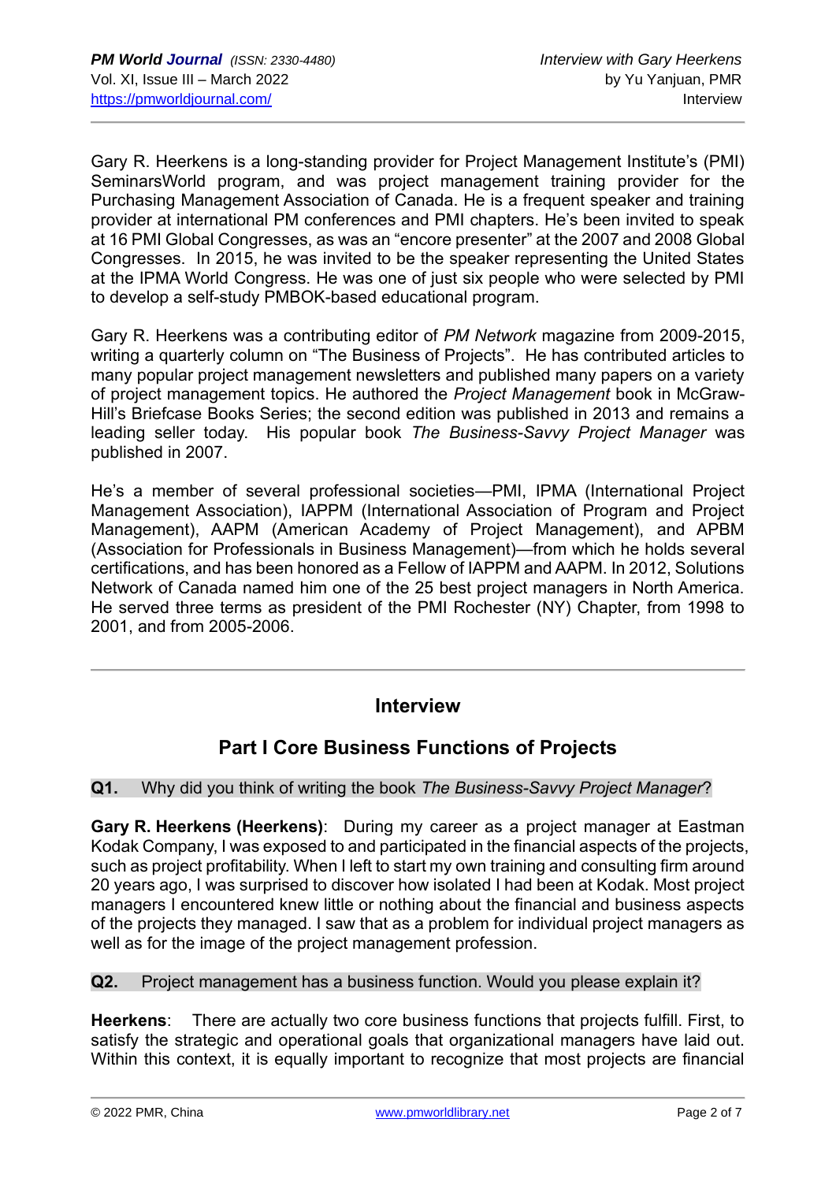Gary R. Heerkens is a long-standing provider for Project Management Institute's (PMI) SeminarsWorld program, and was project management training provider for the Purchasing Management Association of Canada. He is a frequent speaker and training provider at international PM conferences and PMI chapters. He's been invited to speak at 16 PMI Global Congresses, as was an "encore presenter" at the 2007 and 2008 Global Congresses. In 2015, he was invited to be the speaker representing the United States at the IPMA World Congress. He was one of just six people who were selected by PMI to develop a self-study PMBOK-based educational program.

Gary R. Heerkens was a contributing editor of *PM Network* magazine from 2009-2015, writing a quarterly column on "The Business of Projects". He has contributed articles to many popular project management newsletters and published many papers on a variety of project management topics. He authored the *Project Management* book in McGraw-Hill's Briefcase Books Series; the second edition was published in 2013 and remains a leading seller today. His popular book *The Business-Savvy Project Manager* was published in 2007.

He's a member of several professional societies—PMI, IPMA (International Project Management Association), IAPPM (International Association of Program and Project Management), AAPM (American Academy of Project Management), and APBM (Association for Professionals in Business Management)—from which he holds several certifications, and has been honored as a Fellow of IAPPM and AAPM. In 2012, Solutions Network of Canada named him one of the 25 best project managers in North America. He served three terms as president of the PMI Rochester (NY) Chapter, from 1998 to 2001, and from 2005-2006.

---

## Interview

## Part I Core Business Functions of Projects

**Q1.** Why did you think of writing the book *The Business-Savvy Project Manager*?

**Gary R. Heerkens (Heerkens)**: During my career as a project manager at Eastman Kodak Company, I was exposed to and participated in the financial aspects of the projects, such as project profitability. When I left to start my own training and consulting firm around 20 years ago, I was surprised to discover how isolated I had been at Kodak. Most project managers I encountered knew little or nothing about the financial and business aspects of the projects they managed. I saw that as a problem for individual project managers as well as for the image of the project management profession.

**Q2.** Project management has a business function. Would you please explain it?

**Heerkens**: There are actually two core business functions that projects fulfill. First, to satisfy the strategic and operational goals that organizational managers have laid out. Within this context, it is equally important to recognize that most projects are financial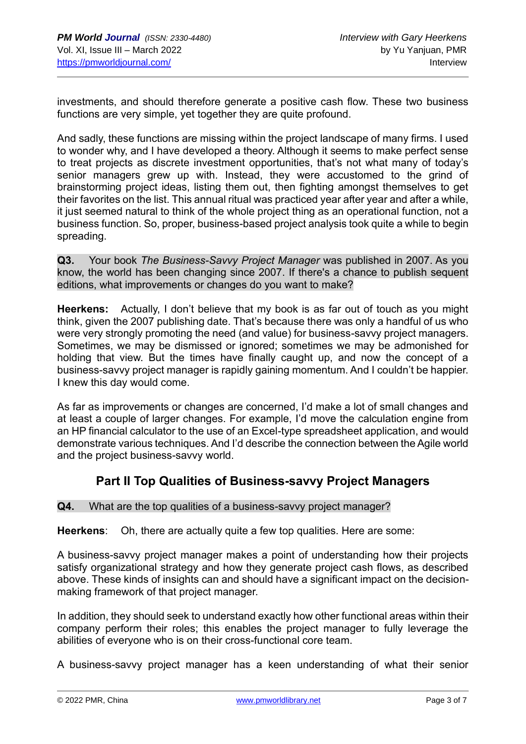investments, and should therefore generate a positive cash flow. These two business functions are very simple, yet together they are quite profound.

And sadly, these functions are missing within the project landscape of many firms. I used to wonder why, and I have developed a theory. Although it seems to make perfect sense to treat projects as discrete investment opportunities, that's not what many of today's senior managers grew up with. Instead, they were accustomed to the grind of brainstorming project ideas, listing them out, then fighting amongst themselves to get their favorites on the list. This annual ritual was practiced year after year and after a while, it just seemed natural to think of the whole project thing as an operational function, not a business function. So, proper, business-based project analysis took quite a while to begin spreading.

**Q3.** Your book *The Business-Savvy Project Manager* was published in 2007. As you know, the world has been changing since 2007. If there's a chance to publish sequent editions, what improvements or changes do you want to make?

**Heerkens:** Actually, I don't believe that my book is as far out of touch as you might think, given the 2007 publishing date. That's because there was only a handful of us who were very strongly promoting the need (and value) for business-savvy project managers. Sometimes, we may be dismissed or ignored; sometimes we may be admonished for holding that view. But the times have finally caught up, and now the concept of a business-savvy project manager is rapidly gaining momentum. And I couldn't be happier. I knew this day would come.

As far as improvements or changes are concerned, I'd make a lot of small changes and at least a couple of larger changes. For example, I'd move the calculation engine from an HP financial calculator to the use of an Excel-type spreadsheet application, and would demonstrate various techniques. And I'd describe the connection between the Agile world and the project business-savvy world.

## Part II Top Qualities of Business-savvy Project Managers

**Q4.** What are the top qualities of a business-savvy project manager?

**Heerkens**: Oh, there are actually quite a few top qualities. Here are some:

A business-savvy project manager makes a point of understanding how their projects satisfy organizational strategy and how they generate project cash flows, as described above. These kinds of insights can and should have a significant impact on the decision-making framework of that project manager.

In addition, they should seek to understand exactly how other functional areas within their company perform their roles; this enables the project manager to fully leverage the abilities of everyone who is on their cross-functional core team.

A business-savvy project manager has a keen understanding of what their senior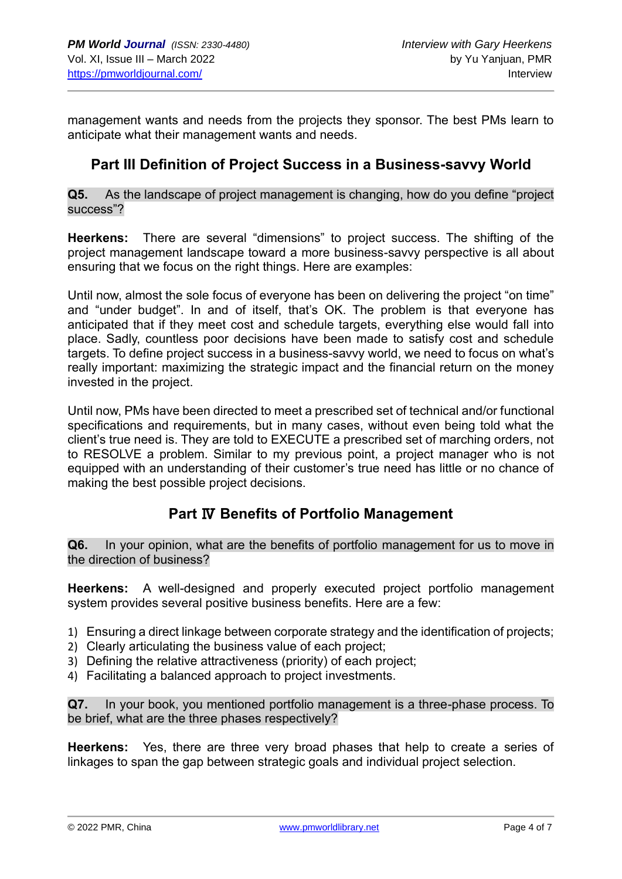management wants and needs from the projects they sponsor. The best PMs learn to anticipate what their management wants and needs.

## Part III Definition of Project Success in a Business-savvy World

**Q5.** As the landscape of project management is changing, how do you define "project success"?

**Heerkens:** There are several "dimensions" to project success. The shifting of the project management landscape toward a more business-savvy perspective is all about ensuring that we focus on the right things. Here are examples:

Until now, almost the sole focus of everyone has been on delivering the project "on time" and "under budget". In and of itself, that's OK. The problem is that everyone has anticipated that if they meet cost and schedule targets, everything else would fall into place. Sadly, countless poor decisions have been made to satisfy cost and schedule targets. To define project success in a business-savvy world, we need to focus on what's really important: maximizing the strategic impact and the financial return on the money invested in the project.

Until now, PMs have been directed to meet a prescribed set of technical and/or functional specifications and requirements, but in many cases, without even being told what the client's true need is. They are told to EXECUTE a prescribed set of marching orders, not to RESOLVE a problem. Similar to my previous point, a project manager who is not equipped with an understanding of their customer's true need has little or no chance of making the best possible project decisions.

## Part Ⅳ Benefits of Portfolio Management

**Q6.** In your opinion, what are the benefits of portfolio management for us to move in the direction of business?

**Heerkens:** A well-designed and properly executed project portfolio management system provides several positive business benefits. Here are a few:

1) Ensuring a direct linkage between corporate strategy and the identification of projects;
2) Clearly articulating the business value of each project;
3) Defining the relative attractiveness (priority) of each project;
4) Facilitating a balanced approach to project investments.

**Q7.** In your book, you mentioned portfolio management is a three-phase process. To be brief, what are the three phases respectively?

**Heerkens:** Yes, there are three very broad phases that help to create a series of linkages to span the gap between strategic goals and individual project selection.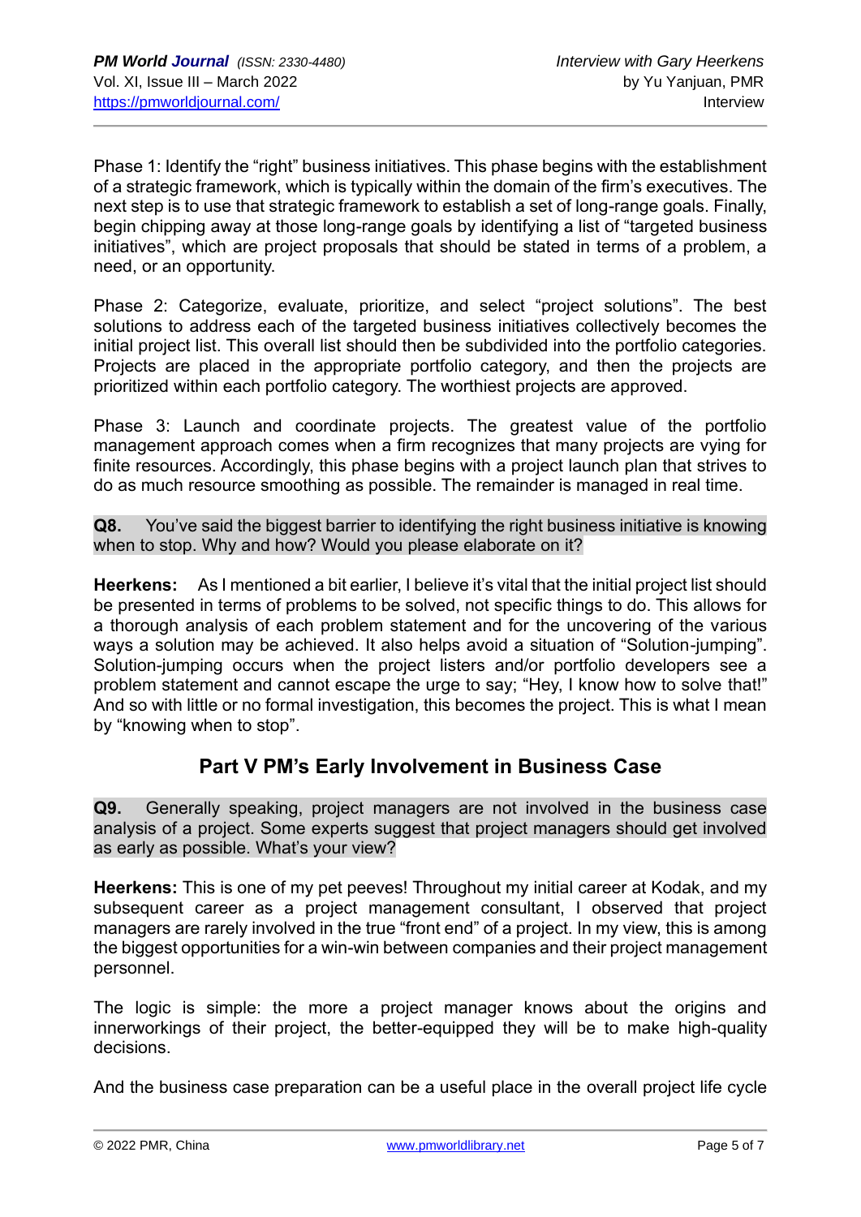Phase 1: Identify the "right" business initiatives. This phase begins with the establishment of a strategic framework, which is typically within the domain of the firm's executives. The next step is to use that strategic framework to establish a set of long-range goals. Finally, begin chipping away at those long-range goals by identifying a list of "targeted business initiatives", which are project proposals that should be stated in terms of a problem, a need, or an opportunity.

Phase 2: Categorize, evaluate, prioritize, and select "project solutions". The best solutions to address each of the targeted business initiatives collectively becomes the initial project list. This overall list should then be subdivided into the portfolio categories. Projects are placed in the appropriate portfolio category, and then the projects are prioritized within each portfolio category. The worthiest projects are approved.

Phase 3: Launch and coordinate projects. The greatest value of the portfolio management approach comes when a firm recognizes that many projects are vying for finite resources. Accordingly, this phase begins with a project launch plan that strives to do as much resource smoothing as possible. The remainder is managed in real time.

**Q8.** You've said the biggest barrier to identifying the right business initiative is knowing when to stop. Why and how? Would you please elaborate on it?

**Heerkens:** As I mentioned a bit earlier, I believe it's vital that the initial project list should be presented in terms of problems to be solved, not specific things to do. This allows for a thorough analysis of each problem statement and for the uncovering of the various ways a solution may be achieved. It also helps avoid a situation of "Solution-jumping". Solution-jumping occurs when the project listers and/or portfolio developers see a problem statement and cannot escape the urge to say; "Hey, I know how to solve that!" And so with little or no formal investigation, this becomes the project. This is what I mean by "knowing when to stop".

## Part V PM's Early Involvement in Business Case

**Q9.** Generally speaking, project managers are not involved in the business case analysis of a project. Some experts suggest that project managers should get involved as early as possible. What's your view?

**Heerkens:** This is one of my pet peeves! Throughout my initial career at Kodak, and my subsequent career as a project management consultant, I observed that project managers are rarely involved in the true "front end" of a project. In my view, this is among the biggest opportunities for a win-win between companies and their project management personnel.

The logic is simple: the more a project manager knows about the origins and innerworkings of their project, the better-equipped they will be to make high-quality decisions.

And the business case preparation can be a useful place in the overall project life cycle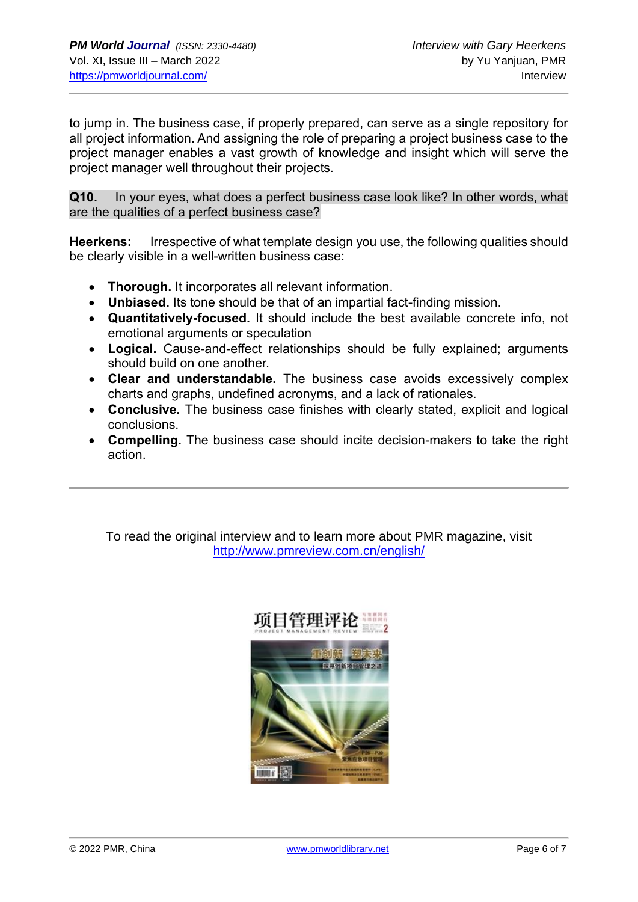to jump in. The business case, if properly prepared, can serve as a single repository for all project information. And assigning the role of preparing a project business case to the project manager enables a vast growth of knowledge and insight which will serve the project manager well throughout their projects.

**Q10.** In your eyes, what does a perfect business case look like? In other words, what are the qualities of a perfect business case?

**Heerkens:** Irrespective of what template design you use, the following qualities should be clearly visible in a well-written business case:

- **Thorough.** It incorporates all relevant information.
- **Unbiased.** Its tone should be that of an impartial fact-finding mission.
- **Quantitatively-focused.** It should include the best available concrete info, not emotional arguments or speculation
- **Logical.** Cause-and-effect relationships should be fully explained; arguments should build on one another.
- **Clear and understandable.** The business case avoids excessively complex charts and graphs, undefined acronyms, and a lack of rationales.
- **Conclusive.** The business case finishes with clearly stated, explicit and logical conclusions.
- **Compelling.** The business case should incite decision-makers to take the right action.

---

To read the original interview and to learn more about PMR magazine, visit http://www.pmreview.com.cn/english/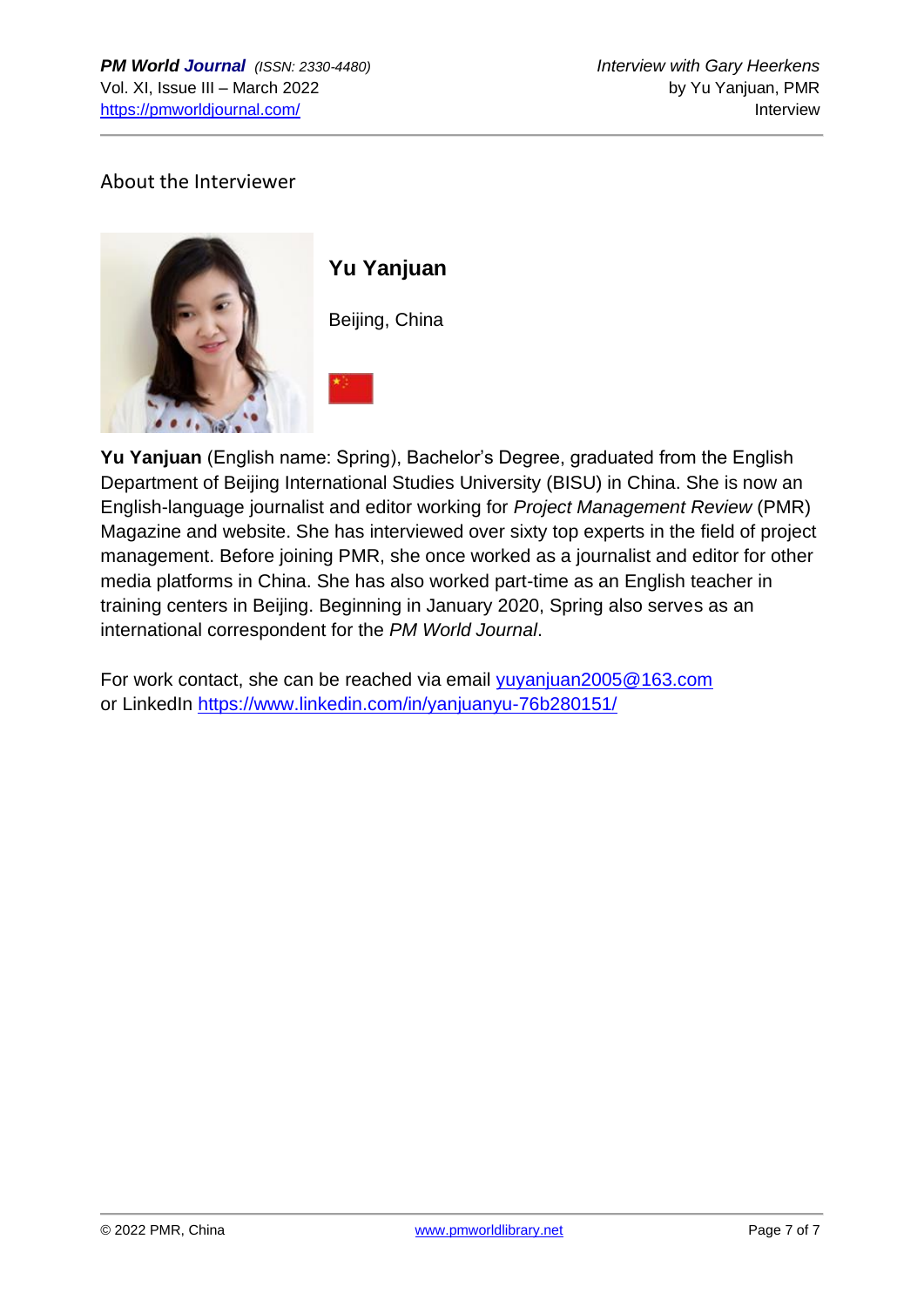## About the Interviewer

### Yu Yanjuan

Beijing, China

**Yu Yanjuan** (English name: Spring), Bachelor's Degree, graduated from the English Department of Beijing International Studies University (BISU) in China. She is now an English-language journalist and editor working for *Project Management Review* (PMR) Magazine and website. She has interviewed over sixty top experts in the field of project management. Before joining PMR, she once worked as a journalist and editor for other media platforms in China. She has also worked part-time as an English teacher in training centers in Beijing. Beginning in January 2020, Spring also serves as an international correspondent for the *PM World Journal*.

For work contact, she can be reached via email yuyanjuan2005@163.com or LinkedIn https://www.linkedin.com/in/yanjuanyu-76b280151/